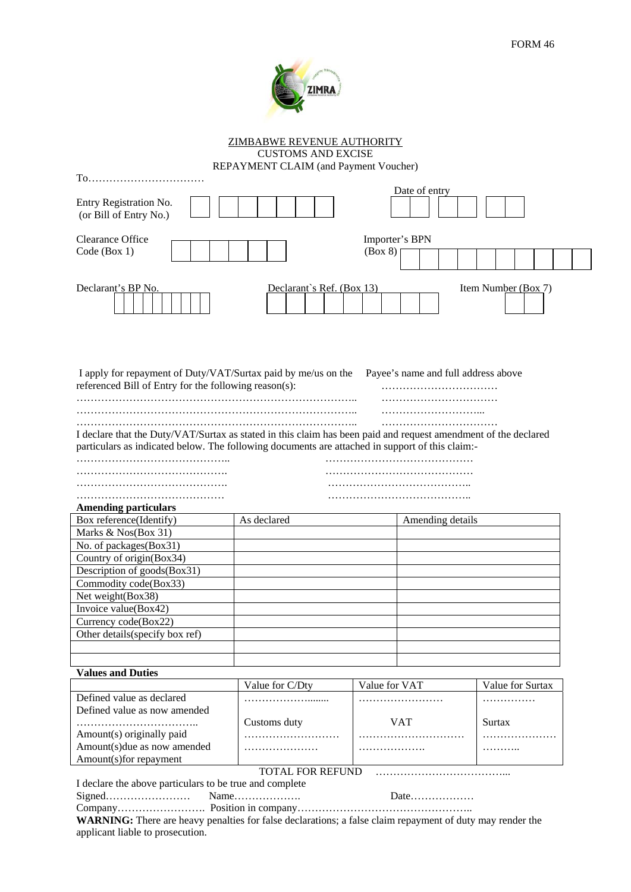FORM 46

ZIMBABWE REVENUE AUTHORITY
CUSTOMS AND EXCISE
REPAYMENT CLAIM (and Payment Voucher)

To……………………………

Entry Registration No. (or Bill of Entry No.) | | | | | | | | |

Date of entry | | | | | | |

Clearance Office Code (Box 1) | | | | | | |

Importer's BPN (Box 8) | | | | | | | | | | |

Declarant's BP No. | | | | | | | | | |

Declarant`s Ref. (Box 13) | | | | | | | | | |

Item Number (Box 7) | | |

I apply for repayment of Duty/VAT/Surtax paid by me/us on the referenced Bill of Entry for the following reason(s):
……………………………………………………………………..
……………………………………………………………………..
……………………………………………………………………..

Payee's name and full address above
……………………………
……………………………
………………………...
……………………………

I declare that the Duty/VAT/Surtax as stated in this claim has been paid and request amendment of the declared particulars as indicated below. The following documents are attached in support of this claim:-

…………………………………….. …………………………………….
……………………………………. …………………………………….
……………………………………. …………………………………..
…………………………………… …………………………………..

**Amending particulars**

| Box reference(Identify) | As declared | Amending details |
|---|---|---|
| Marks & Nos(Box 31) | | |
| No. of packages(Box31) | | |
| Country of origin(Box34) | | |
| Description of goods(Box31) | | |
| Commodity code(Box33) | | |
| Net weight(Box38) | | |
| Invoice value(Box42) | | |
| Currency code(Box22) | | |
| Other details(specify box ref) | | |
| | | |
| | | |

**Values and Duties**

| | Value for C/Dty | Value for VAT | Value for Surtax |
|---|---|---|---|
| Defined value as declared | ……………….…..... | …………………… | …………… |
| Defined value as now amended<br>…………………………….. | | | |
| | Customs duty | VAT | Surtax |
| Amount(s) originally paid | ……………………… | ………………………… | ………………… |
| Amount(s)due as now amended | ………………… | ………………. | ……….. |
| Amount(s)for repayment | | | |

TOTAL FOR REFUND ………………………………...

I declare the above particulars to be true and complete

Signed…………………… Name………………. Date………………

Company……………………. Position in company………………………………………..

**WARNING:** There are heavy penalties for false declarations; a false claim repayment of duty may render the applicant liable to prosecution.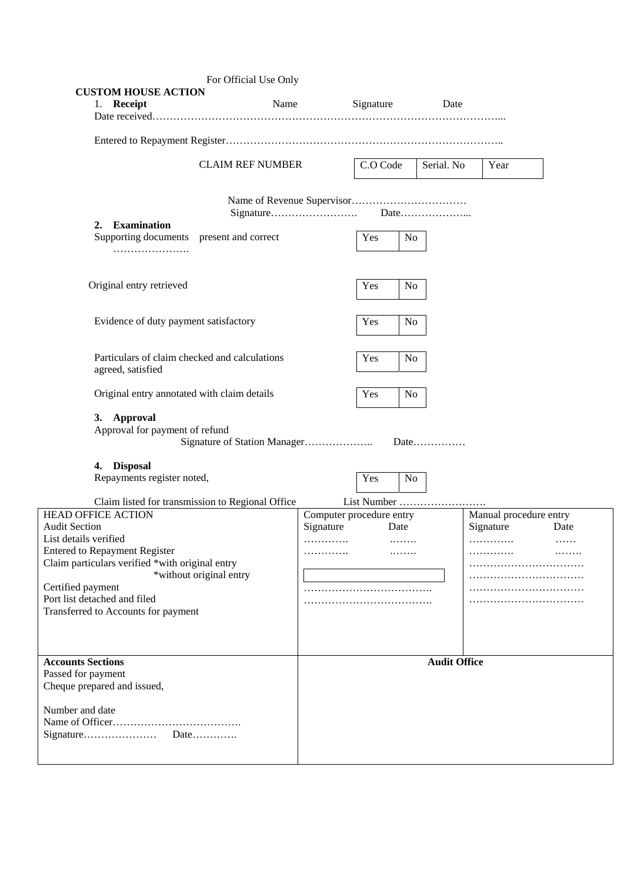For Official Use Only

**CUSTOM HOUSE ACTION**

1. **Receipt** Name Signature Date

Date received…………………………………………………………………………………………...

Entered to Repayment Register……………………………………………………………………..

CLAIM REF NUMBER

| C.O Code | Serial. No | Year |
|---|---|---|
| | | |

Name of Revenue Supervisor……………………………

Signature……………………. Date………………...

2. **Examination**

| | | |
|---|---|---|
| Supporting documents present and correct …………………. | Yes | No |
| Original entry retrieved | Yes | No |
| Evidence of duty payment satisfactory | Yes | No |
| Particulars of claim checked and calculations agreed, satisfied | Yes | No |
| Original entry annotated with claim details | Yes | No |

3. **Approval**

Approval for payment of refund

Signature of Station Manager……………….. Date……………

4. **Disposal**

| | | |
|---|---|---|
| Repayments register noted, | Yes | No |

Claim listed for transmission to Regional Office List Number ……………………

| HEAD OFFICE ACTION | Computer procedure entry | | Manual procedure entry | |
|---|---|---|---|---|
| Audit Section | Signature | Date | Signature | Date |
| List details verified | …………. | ……. | …………. | …… |
| Entered to Repayment Register | …………. | ……. | …………. | ……. |
| Claim particulars verified *with original entry | | | …………………………… | |
| *without original entry | | | …………………………… | |
| Certified payment | ………………………………. | | …………………………… | |
| Port list detached and filed | ………………………………. | | …………………………… | |
| Transferred to Accounts for payment | | | | |

| **Accounts Sections** | **Audit Office** |
|---|---|
| Passed for payment<br>Cheque prepared and issued,<br><br>Number and date<br>Name of Officer……………………………….<br>Signature………………… Date…………. | |